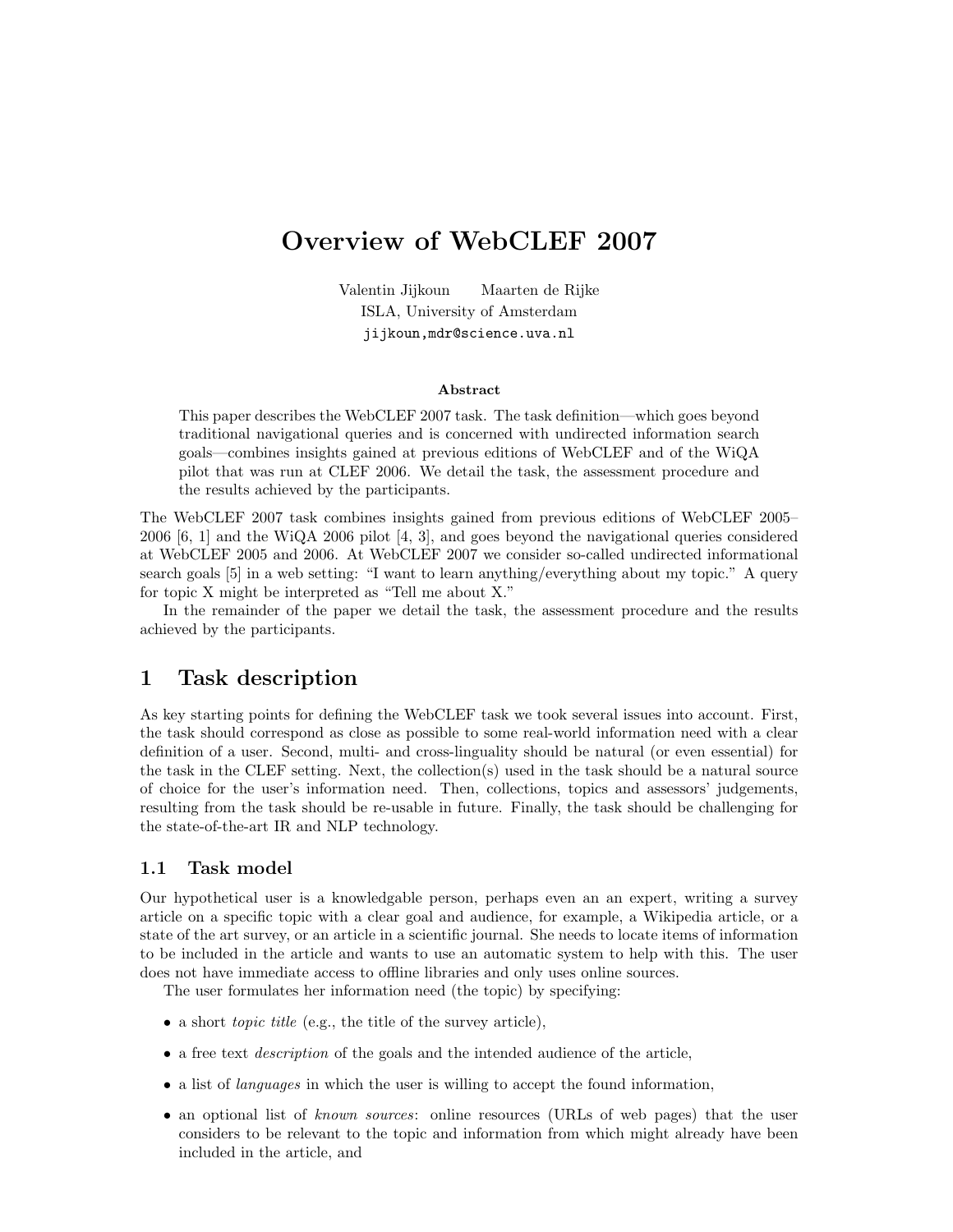# Overview of WebCLEF 2007

Valentin Jijkoun   Maarten de Rijke
ISLA, University of Amsterdam
jijkoun,mdr@science.uva.nl

### Abstract

This paper describes the WebCLEF 2007 task. The task definition—which goes beyond traditional navigational queries and is concerned with undirected information search goals—combines insights gained at previous editions of WebCLEF and of the WiQA pilot that was run at CLEF 2006. We detail the task, the assessment procedure and the results achieved by the participants.

The WebCLEF 2007 task combines insights gained from previous editions of WebCLEF 2005–2006 [6, 1] and the WiQA 2006 pilot [4, 3], and goes beyond the navigational queries considered at WebCLEF 2005 and 2006. At WebCLEF 2007 we consider so-called undirected informational search goals [5] in a web setting: "I want to learn anything/everything about my topic." A query for topic X might be interpreted as "Tell me about X."

In the remainder of the paper we detail the task, the assessment procedure and the results achieved by the participants.

## 1 Task description

As key starting points for defining the WebCLEF task we took several issues into account. First, the task should correspond as close as possible to some real-world information need with a clear definition of a user. Second, multi- and cross-linguality should be natural (or even essential) for the task in the CLEF setting. Next, the collection(s) used in the task should be a natural source of choice for the user's information need. Then, collections, topics and assessors' judgements, resulting from the task should be re-usable in future. Finally, the task should be challenging for the state-of-the-art IR and NLP technology.

### 1.1 Task model

Our hypothetical user is a knowledgable person, perhaps even an an expert, writing a survey article on a specific topic with a clear goal and audience, for example, a Wikipedia article, or a state of the art survey, or an article in a scientific journal. She needs to locate items of information to be included in the article and wants to use an automatic system to help with this. The user does not have immediate access to offline libraries and only uses online sources.

The user formulates her information need (the topic) by specifying:

- a short *topic title* (e.g., the title of the survey article),
- a free text *description* of the goals and the intended audience of the article,
- a list of *languages* in which the user is willing to accept the found information,
- an optional list of *known sources*: online resources (URLs of web pages) that the user considers to be relevant to the topic and information from which might already have been included in the article, and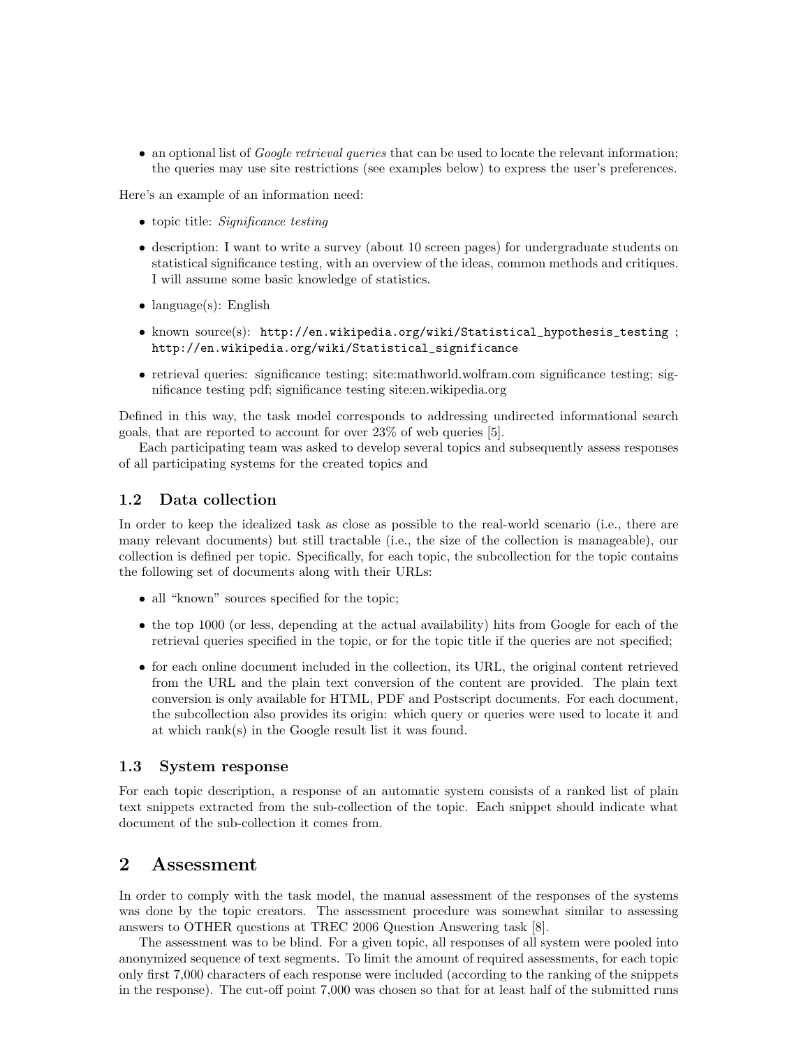- an optional list of *Google retrieval queries* that can be used to locate the relevant information; the queries may use site restrictions (see examples below) to express the user's preferences.

Here's an example of an information need:

- topic title: *Significance testing*
- description: I want to write a survey (about 10 screen pages) for undergraduate students on statistical significance testing, with an overview of the ideas, common methods and critiques. I will assume some basic knowledge of statistics.
- language(s): English
- known source(s): `http://en.wikipedia.org/wiki/Statistical_hypothesis_testing` ; `http://en.wikipedia.org/wiki/Statistical_significance`
- retrieval queries: significance testing; site:mathworld.wolfram.com significance testing; significance testing pdf; significance testing site:en.wikipedia.org

Defined in this way, the task model corresponds to addressing undirected informational search goals, that are reported to account for over 23% of web queries [5].

Each participating team was asked to develop several topics and subsequently assess responses of all participating systems for the created topics and

### 1.2 Data collection

In order to keep the idealized task as close as possible to the real-world scenario (i.e., there are many relevant documents) but still tractable (i.e., the size of the collection is manageable), our collection is defined per topic. Specifically, for each topic, the subcollection for the topic contains the following set of documents along with their URLs:

- all "known" sources specified for the topic;
- the top 1000 (or less, depending at the actual availability) hits from Google for each of the retrieval queries specified in the topic, or for the topic title if the queries are not specified;
- for each online document included in the collection, its URL, the original content retrieved from the URL and the plain text conversion of the content are provided. The plain text conversion is only available for HTML, PDF and Postscript documents. For each document, the subcollection also provides its origin: which query or queries were used to locate it and at which rank(s) in the Google result list it was found.

### 1.3 System response

For each topic description, a response of an automatic system consists of a ranked list of plain text snippets extracted from the sub-collection of the topic. Each snippet should indicate what document of the sub-collection it comes from.

## 2 Assessment

In order to comply with the task model, the manual assessment of the responses of the systems was done by the topic creators. The assessment procedure was somewhat similar to assessing answers to OTHER questions at TREC 2006 Question Answering task [8].

The assessment was to be blind. For a given topic, all responses of all system were pooled into anonymized sequence of text segments. To limit the amount of required assessments, for each topic only first 7,000 characters of each response were included (according to the ranking of the snippets in the response). The cut-off point 7,000 was chosen so that for at least half of the submitted runs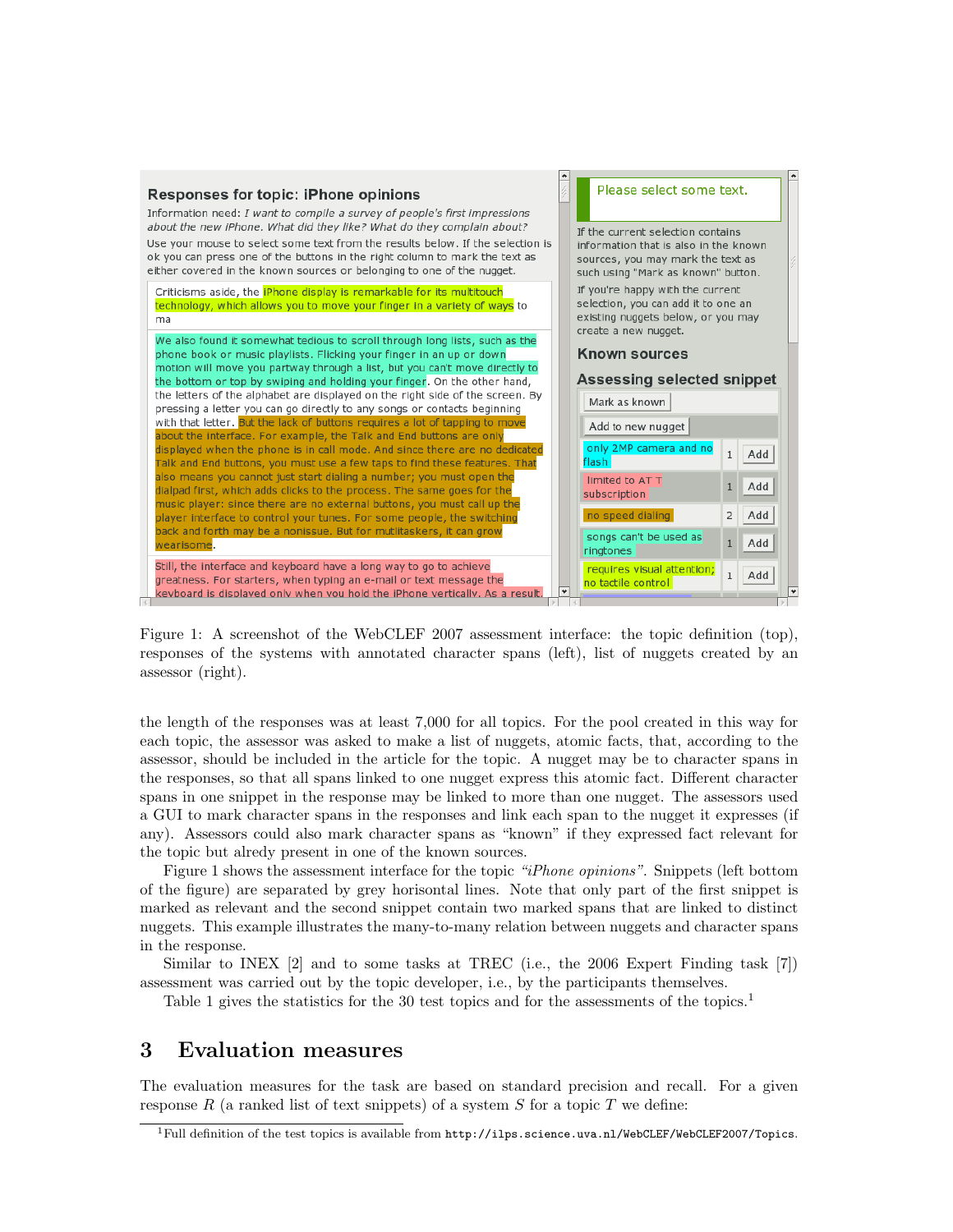Figure 1: A screenshot of the WebCLEF 2007 assessment interface: the topic definition (top), responses of the systems with annotated character spans (left), list of nuggets created by an assessor (right).

the length of the responses was at least 7,000 for all topics. For the pool created in this way for each topic, the assessor was asked to make a list of nuggets, atomic facts, that, according to the assessor, should be included in the article for the topic. A nugget may be to character spans in the responses, so that all spans linked to one nugget express this atomic fact. Different character spans in one snippet in the response may be linked to more than one nugget. The assessors used a GUI to mark character spans in the responses and link each span to the nugget it expresses (if any). Assessors could also mark character spans as "known" if they expressed fact relevant for the topic but alredy present in one of the known sources.

Figure 1 shows the assessment interface for the topic *"iPhone opinions"*. Snippets (left bottom of the figure) are separated by grey horizontal lines. Note that only part of the first snippet is marked as relevant and the second snippet contain two marked spans that are linked to distinct nuggets. This example illustrates the many-to-many relation between nuggets and character spans in the response.

Similar to INEX [2] and to some tasks at TREC (i.e., the 2006 Expert Finding task [7]) assessment was carried out by the topic developer, i.e., by the participants themselves.

Table 1 gives the statistics for the 30 test topics and for the assessments of the topics.[1]

# 3 Evaluation measures

The evaluation measures for the task are based on standard precision and recall. For a given response $R$ (a ranked list of text snippets) of a system $S$ for a topic $T$ we define:

[1] Full definition of the test topics is available from `http://ilps.science.uva.nl/WebCLEF/WebCLEF2007/Topics`.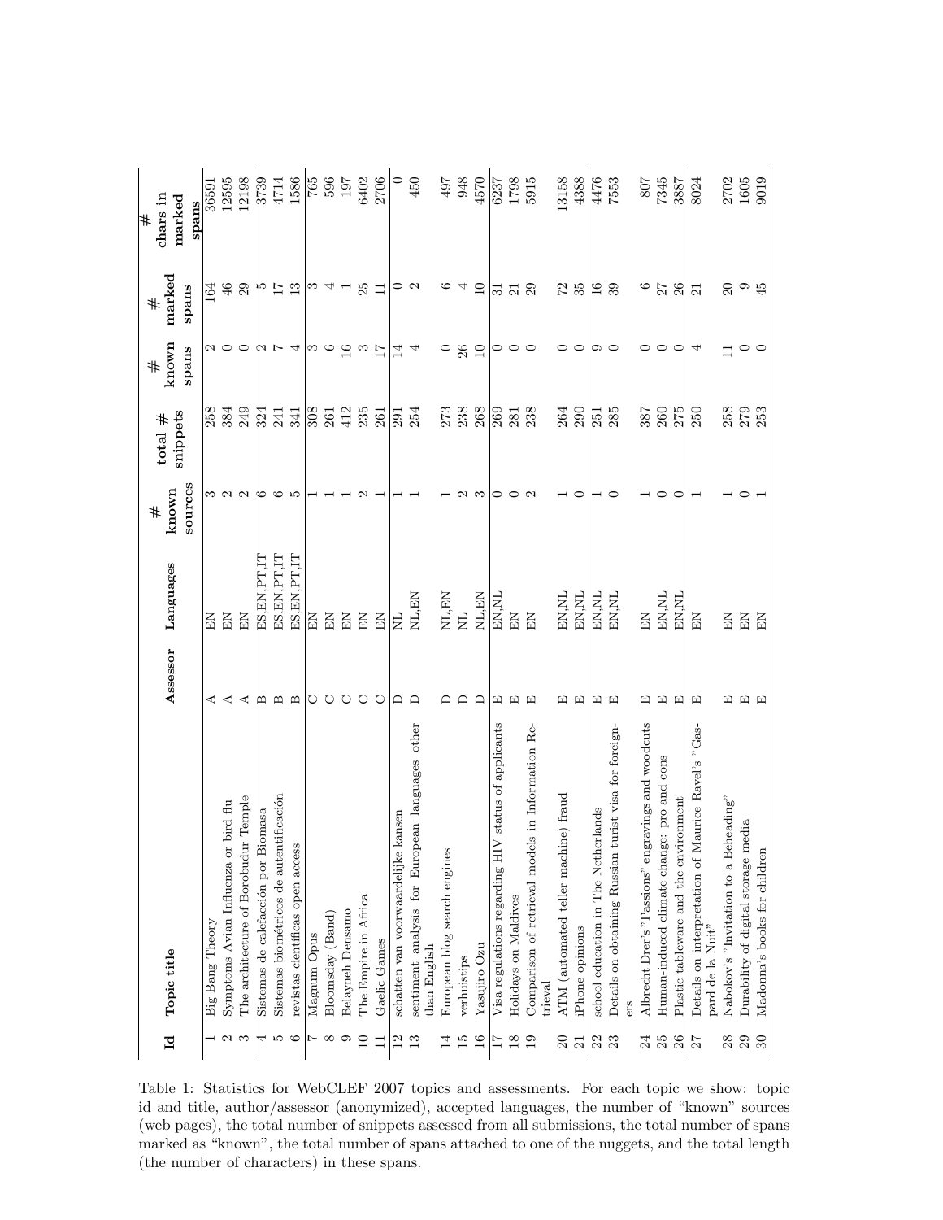| Id | Topic title | Assessor | Languages | # known sources | total # snippets | # known spans | # marked spans | # chars in marked spans |
|---|---|---|---|---|---|---|---|---|
| 1 | Big Bang Theory | A | EN | 3 | 258 | 2 | 164 | 36591 |
| 2 | Symptoms Avian Influenza or bird flu | A | EN | 2 | 384 | 0 | 46 | 12595 |
| 3 | The architecture of Borobudur Temple | A | EN | 2 | 249 | 0 | 29 | 12198 |
| 4 | Sistemas de calefacción por Biomasa | B | ES,EN,PT,IT | 6 | 324 | 2 | 5 | 3739 |
| 5 | Sistemas biométricos de autentificación | B | ES,EN,PT,IT | 6 | 241 | 7 | 17 | 4714 |
| 6 | revistas científicas open access | B | ES,EN,PT,IT | 5 | 341 | 4 | 13 | 1586 |
| 7 | Magnum Opus | C | EN | 1 | 308 | 3 | 3 | 765 |
| 8 | Bloomsday (Band) | C | EN | 1 | 261 | 6 | 4 | 596 |
| 9 | Belayneh Densamo | C | EN | 1 | 412 | 16 | 1 | 197 |
| 10 | The Empire in Africa | C | EN | 2 | 235 | 3 | 25 | 6402 |
| 11 | Gaelic Games | C | EN | 1 | 261 | 17 | 11 | 2706 |
| 12 | schatten van voorwaardelijke kansen | D | NL | 1 | 291 | 14 | 0 | 0 |
| 13 | sentiment analysis for European languages other than English | D | NL,EN | 1 | 254 | 4 | 2 | 450 |
| 14 | European blog search engines | D | NL,EN | 1 | 273 | 0 | 6 | 497 |
| 15 | verhuistips | D | NL | 2 | 238 | 26 | 4 | 948 |
| 16 | Yasujiro Ozu | D | NL,EN | 3 | 268 | 10 | 10 | 4570 |
| 17 | Visa regulations regarding HIV status of applicants | E | EN,NL | 0 | 269 | 0 | 31 | 6237 |
| 18 | Holidays on Maldives | E | EN | 0 | 281 | 0 | 21 | 1798 |
| 19 | Comparison of retrieval models in Information Retrieval | E | EN | 2 | 238 | 0 | 29 | 5915 |
| 20 | ATM (automated teller machine) fraud | E | EN,NL | 1 | 264 | 0 | 72 | 13158 |
| 21 | iPhone opinions | E | EN,NL | 0 | 290 | 0 | 35 | 4388 |
| 22 | school education in The Netherlands | E | EN,NL | 1 | 251 | 9 | 16 | 4476 |
| 23 | Details on obtaining Russian turist visa for foreigners | E | EN,NL | 0 | 285 | 0 | 39 | 7553 |
| 24 | Albrecht Drer's "Passions" engravings and woodcuts | E | EN | 1 | 387 | 0 | 6 | 807 |
| 25 | Human-induced climate change: pro and cons | E | EN,NL | 0 | 260 | 0 | 27 | 7345 |
| 26 | Plastic tableware and the environment | E | EN,NL | 0 | 275 | 0 | 26 | 3887 |
| 27 | Details on interpretation of Maurice Ravel's "Gaspard de la Nuit" | E | EN | 1 | 250 | 4 | 21 | 8024 |
| 28 | Nabokov's "Invitation to a Beheading" | E | EN | 1 | 258 | 11 | 20 | 2702 |
| 29 | Durability of digital storage media | E | EN | 0 | 279 | 0 | 9 | 1605 |
| 30 | Madonna's books for children | E | EN | 1 | 253 | 0 | 45 | 9019 |

Table 1: Statistics for WebCLEF 2007 topics and assessments. For each topic we show: topic id and title, author/assessor (anonymized), accepted languages, the number of "known" sources (web pages), the total number of snippets assessed from all submissions, the total number of spans marked as "known", the total number of spans attached to one of the nuggets, and the total length (the number of characters) in these spans.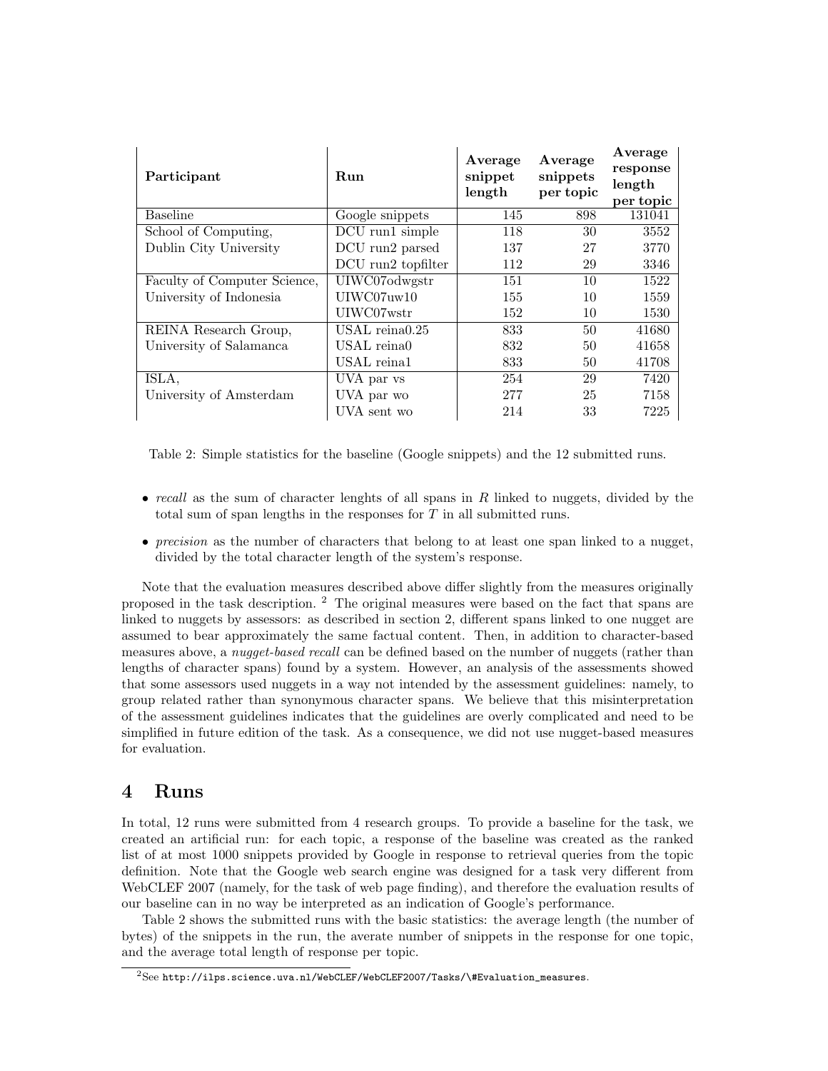| Participant | Run | Average snippet length | Average snippets per topic | Average response length per topic |
|---|---|---|---|---|
| Baseline | Google snippets | 145 | 898 | 131041 |
| School of Computing, Dublin City University | DCU run1 simple | 118 | 30 | 3552 |
| | DCU run2 parsed | 137 | 27 | 3770 |
| | DCU run2 topfilter | 112 | 29 | 3346 |
| Faculty of Computer Science, University of Indonesia | UIWC07odwgstr | 151 | 10 | 1522 |
| | UIWC07uw10 | 155 | 10 | 1559 |
| | UIWC07wstr | 152 | 10 | 1530 |
| REINA Research Group, University of Salamanca | USAL reina0.25 | 833 | 50 | 41680 |
| | USAL reina0 | 832 | 50 | 41658 |
| | USAL reina1 | 833 | 50 | 41708 |
| ISLA, University of Amsterdam | UVA par vs | 254 | 29 | 7420 |
| | UVA par wo | 277 | 25 | 7158 |
| | UVA sent wo | 214 | 33 | 7225 |

Table 2: Simple statistics for the baseline (Google snippets) and the 12 submitted runs.

- *recall* as the sum of character lenghts of all spans in $R$ linked to nuggets, divided by the total sum of span lengths in the responses for $T$ in all submitted runs.
- *precision* as the number of characters that belong to at least one span linked to a nugget, divided by the total character length of the system's response.

Note that the evaluation measures described above differ slightly from the measures originally proposed in the task description. [2] The original measures were based on the fact that spans are linked to nuggets by assessors: as described in section 2, different spans linked to one nugget are assumed to bear approximately the same factual content. Then, in addition to character-based measures above, a *nugget-based recall* can be defined based on the number of nuggets (rather than lengths of character spans) found by a system. However, an analysis of the assessments showed that some assessors used nuggets in a way not intended by the assessment guidelines: namely, to group related rather than synonymous character spans. We believe that this misinterpretation of the assessment guidelines indicates that the guidelines are overly complicated and need to be simplified in future edition of the task. As a consequence, we did not use nugget-based measures for evaluation.

# 4 Runs

In total, 12 runs were submitted from 4 research groups. To provide a baseline for the task, we created an artificial run: for each topic, a response of the baseline was created as the ranked list of at most 1000 snippets provided by Google in response to retrieval queries from the topic definition. Note that the Google web search engine was designed for a task very different from WebCLEF 2007 (namely, for the task of web page finding), and therefore the evaluation results of our baseline can in no way be interpreted as an indication of Google's performance.

Table 2 shows the submitted runs with the basic statistics: the average length (the number of bytes) of the snippets in the run, the averate number of snippets in the response for one topic, and the average total length of response per topic.

[2] See http://ilps.science.uva.nl/WebCLEF/WebCLEF2007/Tasks/\#Evaluation_measures.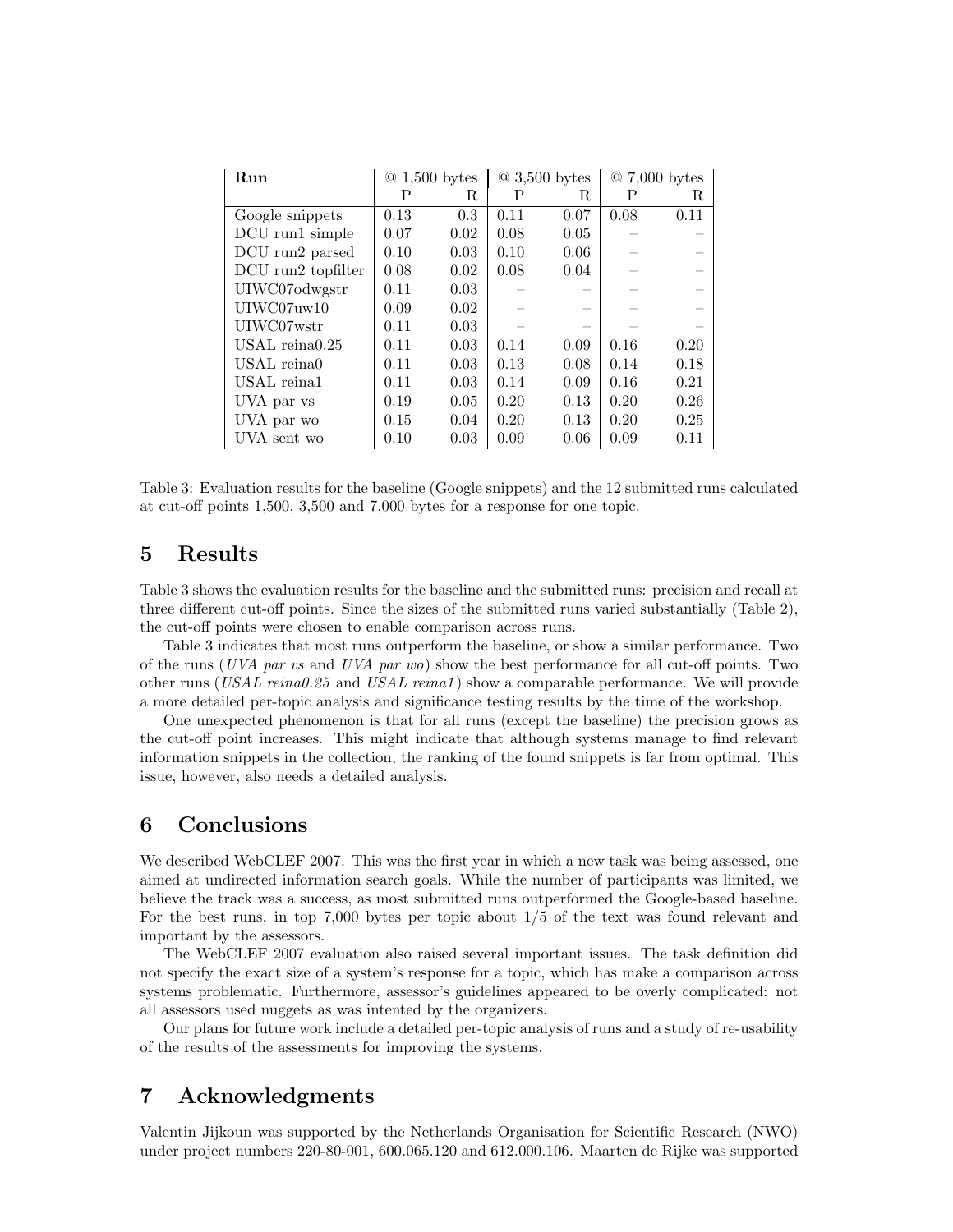| **Run** | @ 1,500 bytes | | @ 3,500 bytes | | @ 7,000 bytes | |
|---|---|---|---|---|---|---|
| | P | R | P | R | P | R |
| Google snippets | 0.13 | 0.3 | 0.11 | 0.07 | 0.08 | 0.11 |
| DCU run1 simple | 0.07 | 0.02 | 0.08 | 0.05 | – | – |
| DCU run2 parsed | 0.10 | 0.03 | 0.10 | 0.06 | – | – |
| DCU run2 topfilter | 0.08 | 0.02 | 0.08 | 0.04 | – | – |
| UIWC07odwgstr | 0.11 | 0.03 | – | – | – | – |
| UIWC07uw10 | 0.09 | 0.02 | – | – | – | – |
| UIWC07wstr | 0.11 | 0.03 | – | – | – | – |
| USAL reina0.25 | 0.11 | 0.03 | 0.14 | 0.09 | 0.16 | 0.20 |
| USAL reina0 | 0.11 | 0.03 | 0.13 | 0.08 | 0.14 | 0.18 |
| USAL reina1 | 0.11 | 0.03 | 0.14 | 0.09 | 0.16 | 0.21 |
| UVA par vs | 0.19 | 0.05 | 0.20 | 0.13 | 0.20 | 0.26 |
| UVA par wo | 0.15 | 0.04 | 0.20 | 0.13 | 0.20 | 0.25 |
| UVA sent wo | 0.10 | 0.03 | 0.09 | 0.06 | 0.09 | 0.11 |

Table 3: Evaluation results for the baseline (Google snippets) and the 12 submitted runs calculated at cut-off points 1,500, 3,500 and 7,000 bytes for a response for one topic.

## 5 Results

Table 3 shows the evaluation results for the baseline and the submitted runs: precision and recall at three different cut-off points. Since the sizes of the submitted runs varied substantially (Table 2), the cut-off points were chosen to enable comparison across runs.

Table 3 indicates that most runs outperform the baseline, or show a similar performance. Two of the runs (*UVA par vs* and *UVA par wo*) show the best performance for all cut-off points. Two other runs (*USAL reina0.25* and *USAL reina1*) show a comparable performance. We will provide a more detailed per-topic analysis and significance testing results by the time of the workshop.

One unexpected phenomenon is that for all runs (except the baseline) the precision grows as the cut-off point increases. This might indicate that although systems manage to find relevant information snippets in the collection, the ranking of the found snippets is far from optimal. This issue, however, also needs a detailed analysis.

## 6 Conclusions

We described WebCLEF 2007. This was the first year in which a new task was being assessed, one aimed at undirected information search goals. While the number of participants was limited, we believe the track was a success, as most submitted runs outperformed the Google-based baseline. For the best runs, in top 7,000 bytes per topic about 1/5 of the text was found relevant and important by the assessors.

The WebCLEF 2007 evaluation also raised several important issues. The task definition did not specify the exact size of a system's response for a topic, which has make a comparison across systems problematic. Furthermore, assessor's guidelines appeared to be overly complicated: not all assessors used nuggets as was intented by the organizers.

Our plans for future work include a detailed per-topic analysis of runs and a study of re-usability of the results of the assessments for improving the systems.

## 7 Acknowledgments

Valentin Jijkoun was supported by the Netherlands Organisation for Scientific Research (NWO) under project numbers 220-80-001, 600.065.120 and 612.000.106. Maarten de Rijke was supported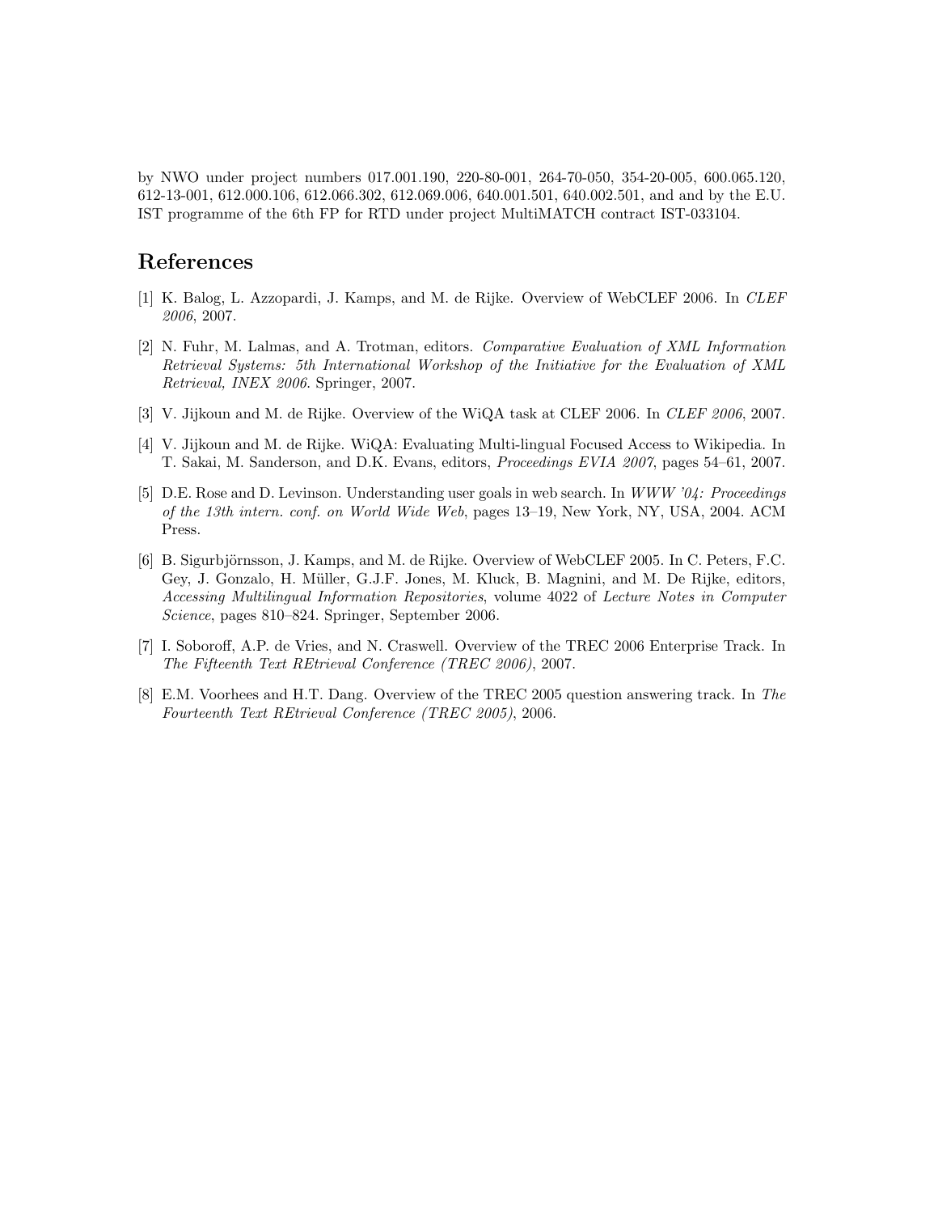by NWO under project numbers 017.001.190, 220-80-001, 264-70-050, 354-20-005, 600.065.120, 612-13-001, 612.000.106, 612.066.302, 612.069.006, 640.001.501, 640.002.501, and and by the E.U. IST programme of the 6th FP for RTD under project MultiMATCH contract IST-033104.

## References

[1] K. Balog, L. Azzopardi, J. Kamps, and M. de Rijke. Overview of WebCLEF 2006. In *CLEF 2006*, 2007.

[2] N. Fuhr, M. Lalmas, and A. Trotman, editors. *Comparative Evaluation of XML Information Retrieval Systems: 5th International Workshop of the Initiative for the Evaluation of XML Retrieval, INEX 2006*. Springer, 2007.

[3] V. Jijkoun and M. de Rijke. Overview of the WiQA task at CLEF 2006. In *CLEF 2006*, 2007.

[4] V. Jijkoun and M. de Rijke. WiQA: Evaluating Multi-lingual Focused Access to Wikipedia. In T. Sakai, M. Sanderson, and D.K. Evans, editors, *Proceedings EVIA 2007*, pages 54–61, 2007.

[5] D.E. Rose and D. Levinson. Understanding user goals in web search. In *WWW '04: Proceedings of the 13th intern. conf. on World Wide Web*, pages 13–19, New York, NY, USA, 2004. ACM Press.

[6] B. Sigurbjörnsson, J. Kamps, and M. de Rijke. Overview of WebCLEF 2005. In C. Peters, F.C. Gey, J. Gonzalo, H. Müller, G.J.F. Jones, M. Kluck, B. Magnini, and M. De Rijke, editors, *Accessing Multilingual Information Repositories*, volume 4022 of *Lecture Notes in Computer Science*, pages 810–824. Springer, September 2006.

[7] I. Soboroff, A.P. de Vries, and N. Craswell. Overview of the TREC 2006 Enterprise Track. In *The Fifteenth Text REtrieval Conference (TREC 2006)*, 2007.

[8] E.M. Voorhees and H.T. Dang. Overview of the TREC 2005 question answering track. In *The Fourteenth Text REtrieval Conference (TREC 2005)*, 2006.